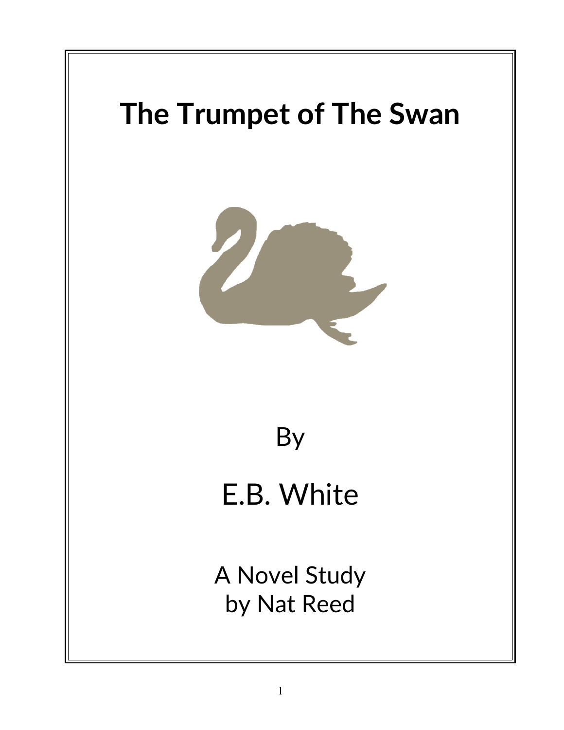# The Trumpet of The Swan

By

E.B. White

A Novel Study
by Nat Reed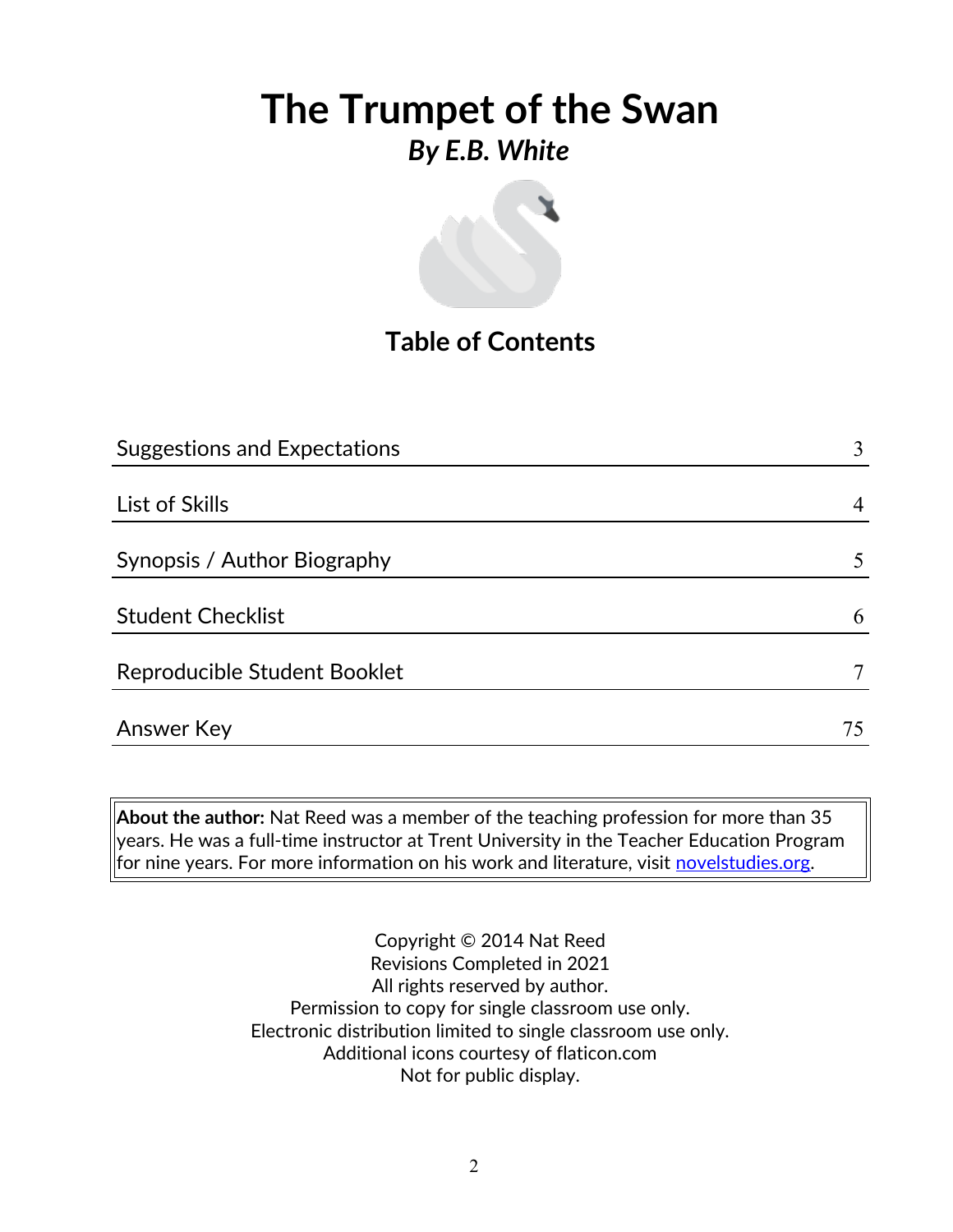# The Trumpet of the Swan

### *By E.B. White*

## Table of Contents

| Section | Page |
|---|---|
| Suggestions and Expectations | 3 |
| List of Skills | 4 |
| Synopsis / Author Biography | 5 |
| Student Checklist | 6 |
| Reproducible Student Booklet | 7 |
| Answer Key | 75 |

**About the author:** Nat Reed was a member of the teaching profession for more than 35 years. He was a full-time instructor at Trent University in the Teacher Education Program for nine years. For more information on his work and literature, visit [novelstudies.org](novelstudies.org).

Copyright © 2014 Nat Reed
Revisions Completed in 2021
All rights reserved by author.
Permission to copy for single classroom use only.
Electronic distribution limited to single classroom use only.
Additional icons courtesy of flaticon.com
Not for public display.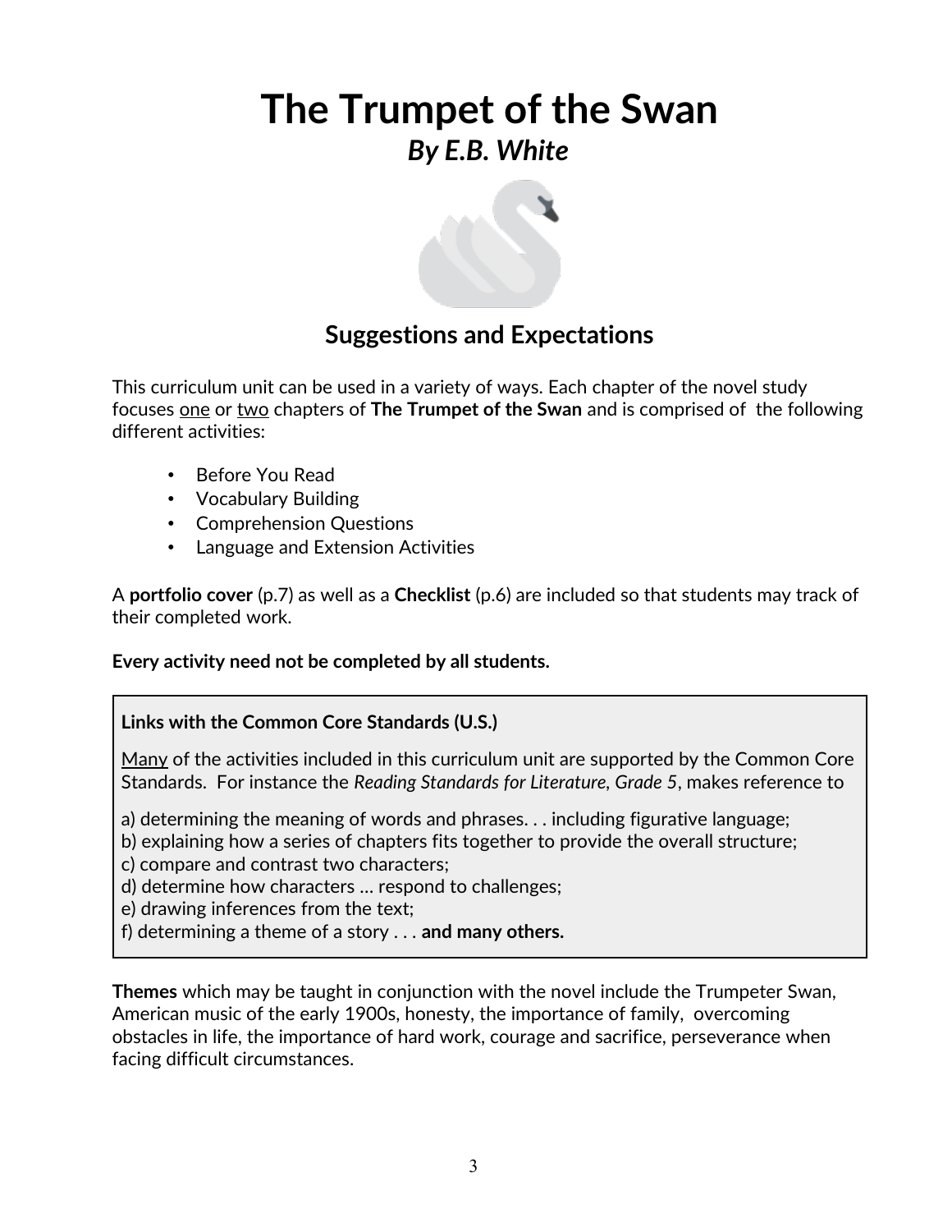# The Trumpet of the Swan

## *By E.B. White*

## Suggestions and Expectations

This curriculum unit can be used in a variety of ways. Each chapter of the novel study focuses <u>one</u> or <u>two</u> chapters of **The Trumpet of the Swan** and is comprised of the following different activities:

- Before You Read
- Vocabulary Building
- Comprehension Questions
- Language and Extension Activities

A **portfolio cover** (p.7) as well as a **Checklist** (p.6) are included so that students may track of their completed work.

**Every activity need not be completed by all students.**

**Links with the Common Core Standards (U.S.)**

<u>Many</u> of the activities included in this curriculum unit are supported by the Common Core Standards. For instance the *Reading Standards for Literature, Grade 5*, makes reference to

a) determining the meaning of words and phrases. . . including figurative language;
b) explaining how a series of chapters fits together to provide the overall structure;
c) compare and contrast two characters;
d) determine how characters … respond to challenges;
e) drawing inferences from the text;
f) determining a theme of a story . . . **and many others.**

**Themes** which may be taught in conjunction with the novel include the Trumpeter Swan, American music of the early 1900s, honesty, the importance of family, overcoming obstacles in life, the importance of hard work, courage and sacrifice, perseverance when facing difficult circumstances.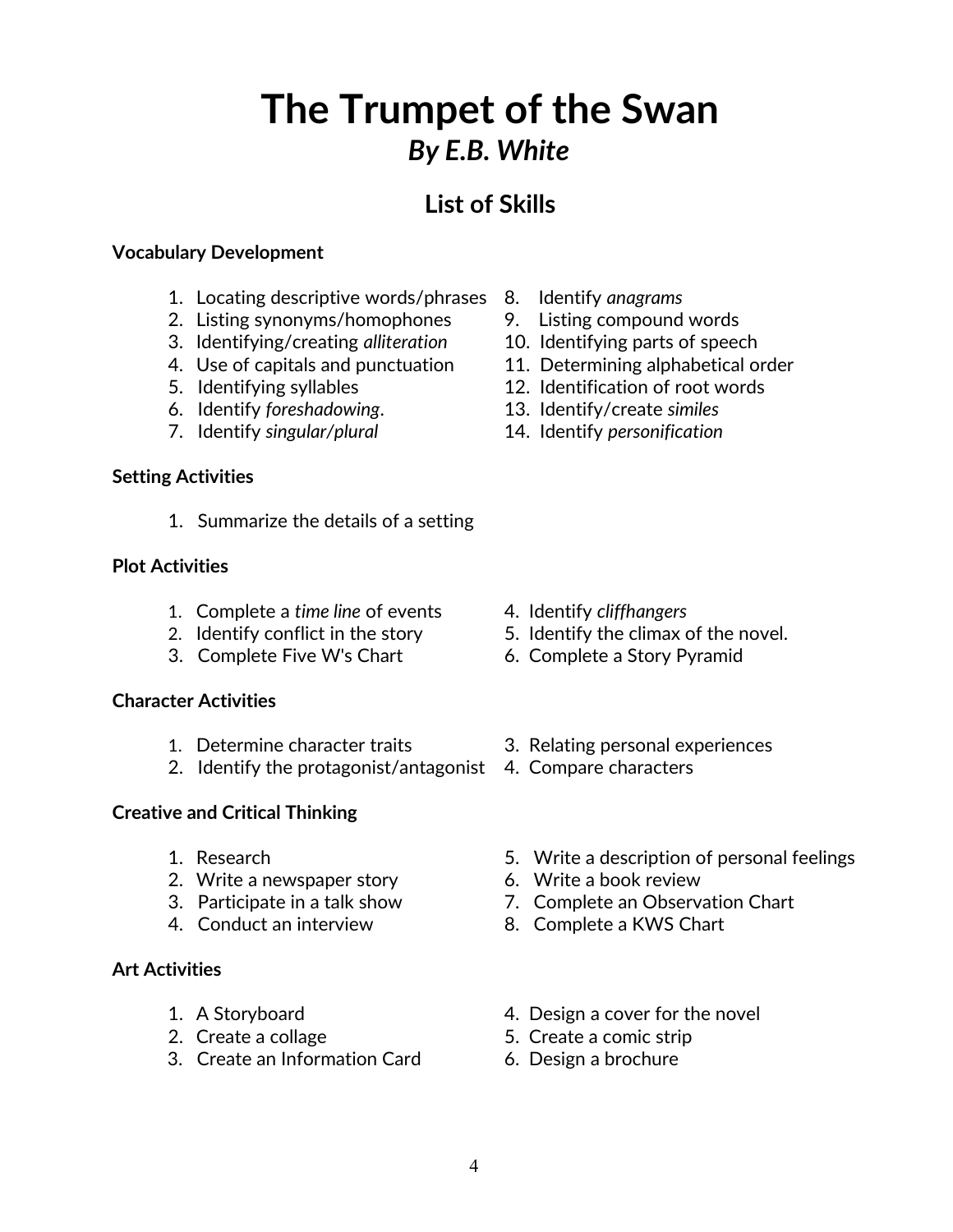# The Trumpet of the Swan

## *By E.B. White*

## List of Skills

**Vocabulary Development**

1. Locating descriptive words/phrases
2. Listing synonyms/homophones
3. Identifying/creating *alliteration*
4. Use of capitals and punctuation
5. Identifying syllables
6. Identify *foreshadowing*.
7. Identify *singular/plural*
8. Identify *anagrams*
9. Listing compound words
10. Identifying parts of speech
11. Determining alphabetical order
12. Identification of root words
13. Identify/create *similes*
14. Identify *personification*

**Setting Activities**

1. Summarize the details of a setting

**Plot Activities**

1. Complete a *time line* of events
2. Identify conflict in the story
3. Complete Five W's Chart
4. Identify *cliffhangers*
5. Identify the climax of the novel.
6. Complete a Story Pyramid

**Character Activities**

1. Determine character traits
2. Identify the protagonist/antagonist
3. Relating personal experiences
4. Compare characters

**Creative and Critical Thinking**

1. Research
2. Write a newspaper story
3. Participate in a talk show
4. Conduct an interview
5. Write a description of personal feelings
6. Write a book review
7. Complete an Observation Chart
8. Complete a KWS Chart

**Art Activities**

1. A Storyboard
2. Create a collage
3. Create an Information Card
4. Design a cover for the novel
5. Create a comic strip
6. Design a brochure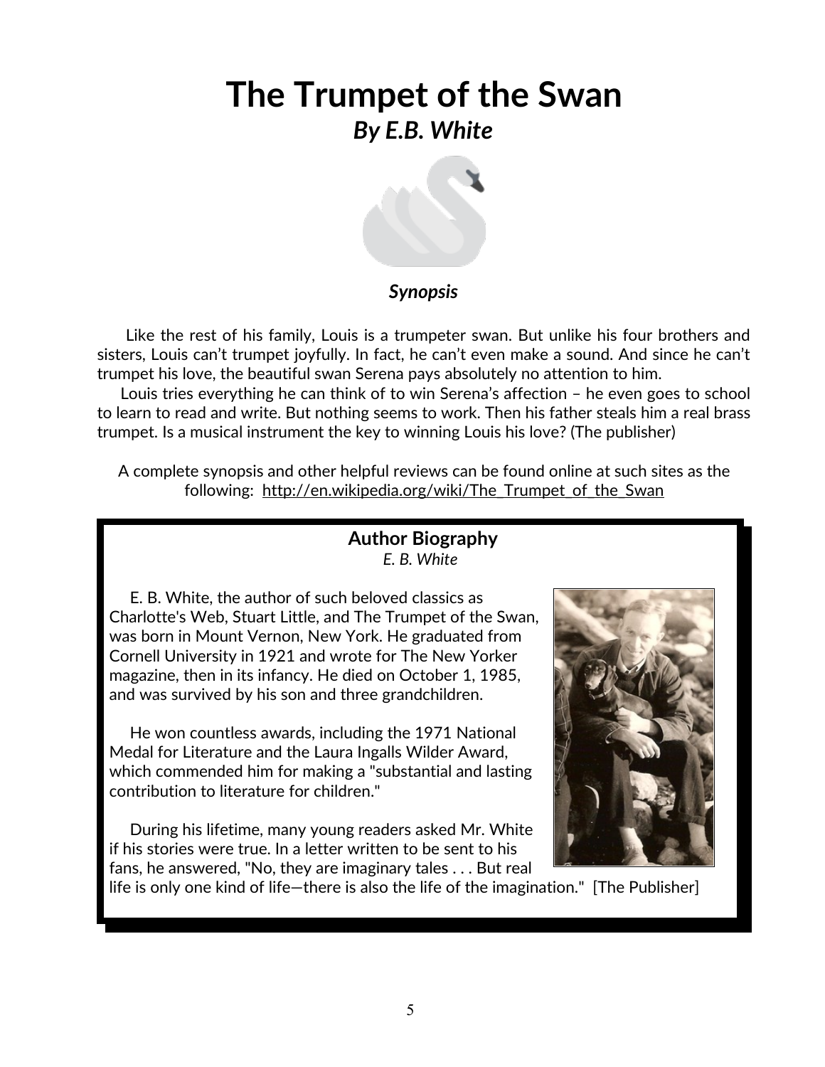# The Trumpet of the Swan

## *By E.B. White*

***Synopsis***

Like the rest of his family, Louis is a trumpeter swan. But unlike his four brothers and sisters, Louis can't trumpet joyfully. In fact, he can't even make a sound. And since he can't trumpet his love, the beautiful swan Serena pays absolutely no attention to him.

Louis tries everything he can think of to win Serena's affection – he even goes to school to learn to read and write. But nothing seems to work. Then his father steals him a real brass trumpet. Is a musical instrument the key to winning Louis his love? (The publisher)

A complete synopsis and other helpful reviews can be found online at such sites as the following: http://en.wikipedia.org/wiki/The_Trumpet_of_the_Swan

### Author Biography

*E. B. White*

E. B. White, the author of such beloved classics as Charlotte's Web, Stuart Little, and The Trumpet of the Swan, was born in Mount Vernon, New York. He graduated from Cornell University in 1921 and wrote for The New Yorker magazine, then in its infancy. He died on October 1, 1985, and was survived by his son and three grandchildren.

He won countless awards, including the 1971 National Medal for Literature and the Laura Ingalls Wilder Award, which commended him for making a "substantial and lasting contribution to literature for children."

During his lifetime, many young readers asked Mr. White if his stories were true. In a letter written to be sent to his fans, he answered, "No, they are imaginary tales . . . But real life is only one kind of life—there is also the life of the imagination." [The Publisher]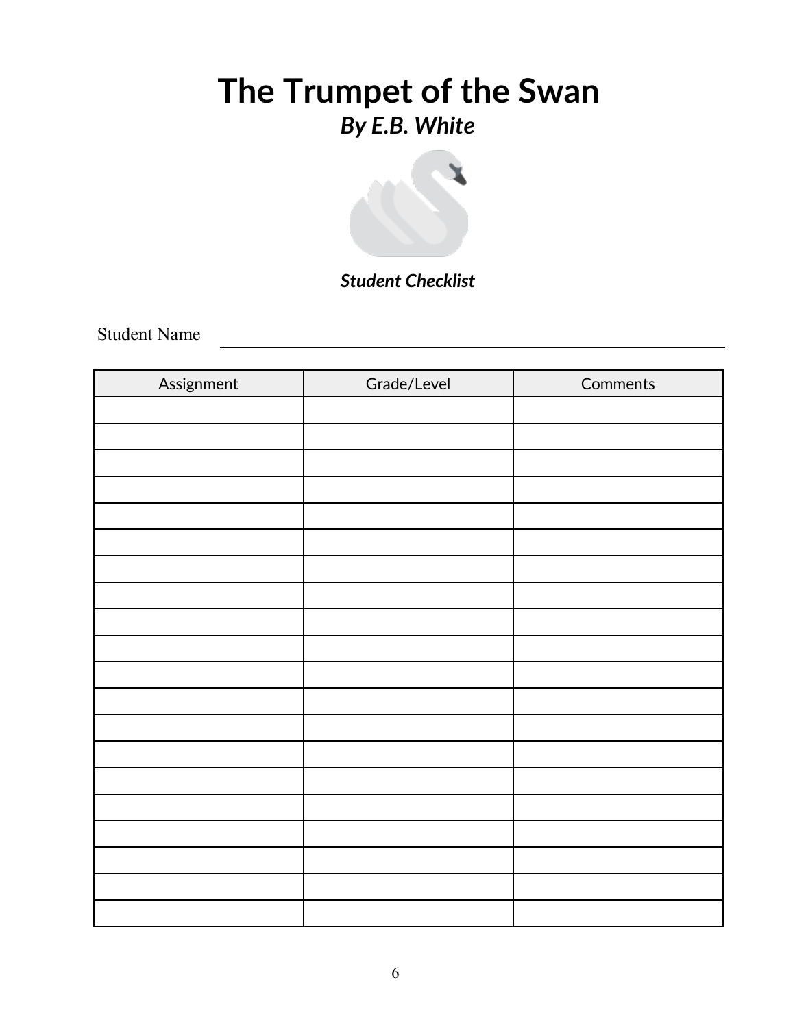# The Trumpet of the Swan

## *By E.B. White*

***Student Checklist***

Student Name ________________________________________________

| Assignment | Grade/Level | Comments |
|---|---|---|
| | | |
| | | |
| | | |
| | | |
| | | |
| | | |
| | | |
| | | |
| | | |
| | | |
| | | |
| | | |
| | | |
| | | |
| | | |
| | | |
| | | |
| | | |
| | | |
| | | |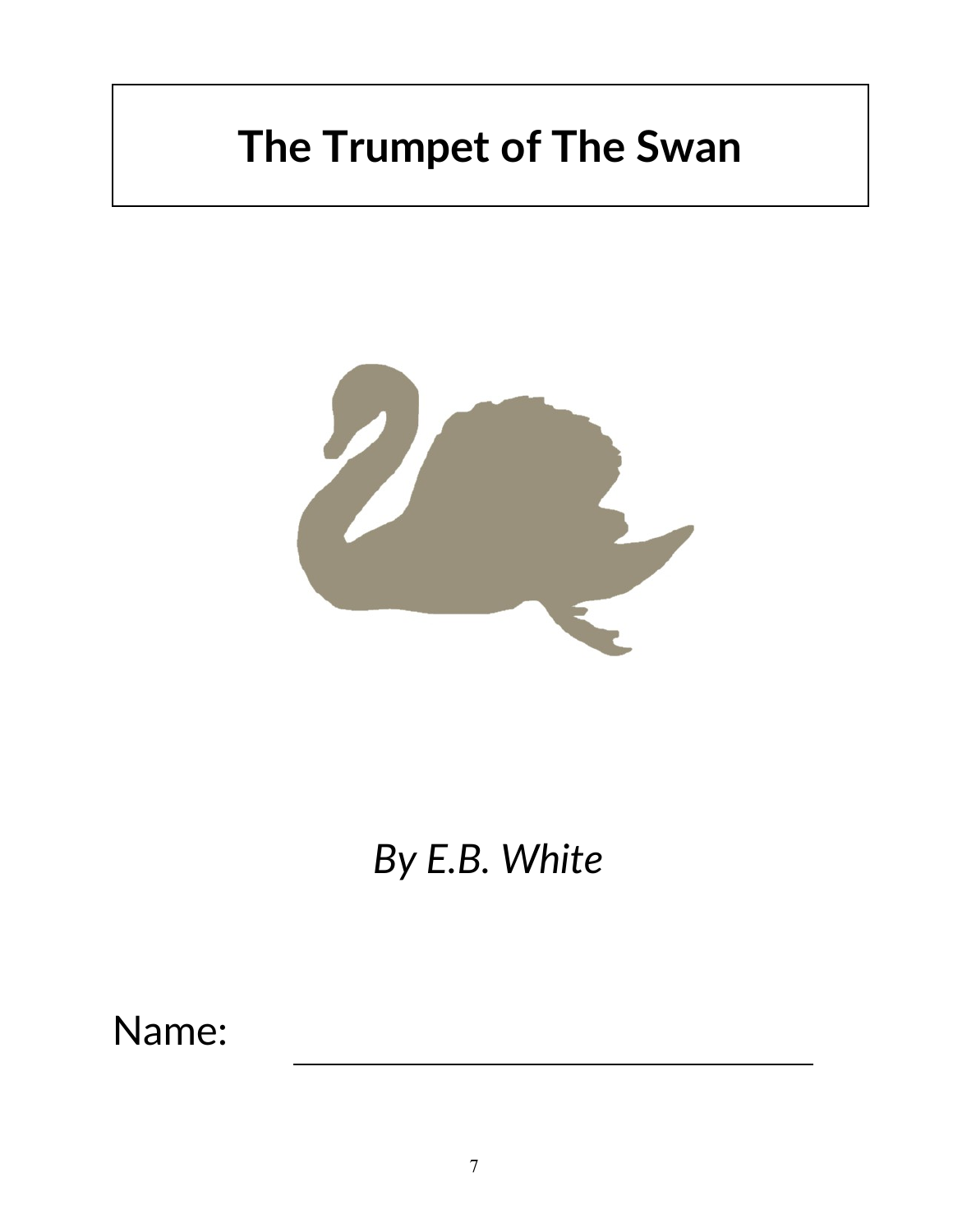# The Trumpet of The Swan

*By E.B. White*

Name: ______________________________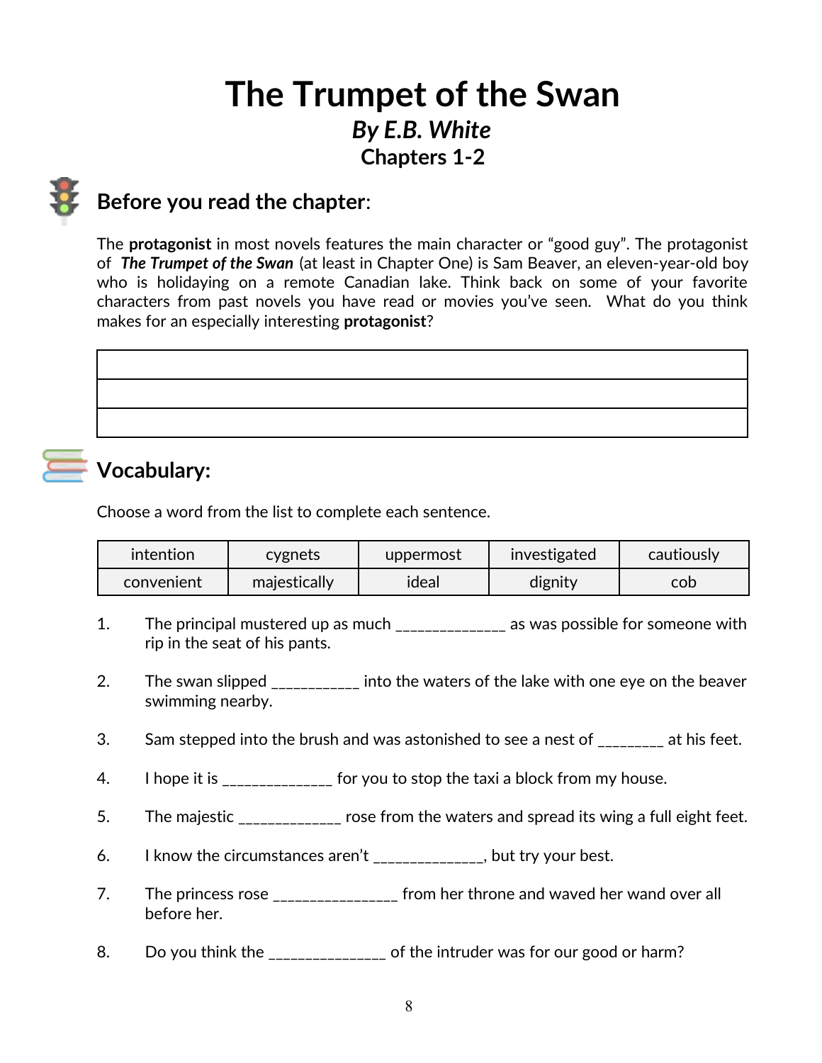# The Trumpet of the Swan

## *By E.B. White*

## Chapters 1-2

### Before you read the chapter:

The **protagonist** in most novels features the main character or "good guy". The protagonist of ***The Trumpet of the Swan*** (at least in Chapter One) is Sam Beaver, an eleven-year-old boy who is holidaying on a remote Canadian lake. Think back on some of your favorite characters from past novels you have read or movies you've seen. What do you think makes for an especially interesting **protagonist**?

| |
|---|
| |
| |
| |

### Vocabulary:

Choose a word from the list to complete each sentence.

| intention | cygnets | uppermost | investigated | cautiously |
|---|---|---|---|---|
| convenient | majestically | ideal | dignity | cob |

1. The principal mustered up as much ______________ as was possible for someone with rip in the seat of his pants.

2. The swan slipped ___________ into the waters of the lake with one eye on the beaver swimming nearby.

3. Sam stepped into the brush and was astonished to see a nest of ________ at his feet.

4. I hope it is ______________ for you to stop the taxi a block from my house.

5. The majestic _____________ rose from the waters and spread its wing a full eight feet.

6. I know the circumstances aren't ______________, but try your best.

7. The princess rose ________________ from her throne and waved her wand over all before her.

8. Do you think the _______________ of the intruder was for our good or harm?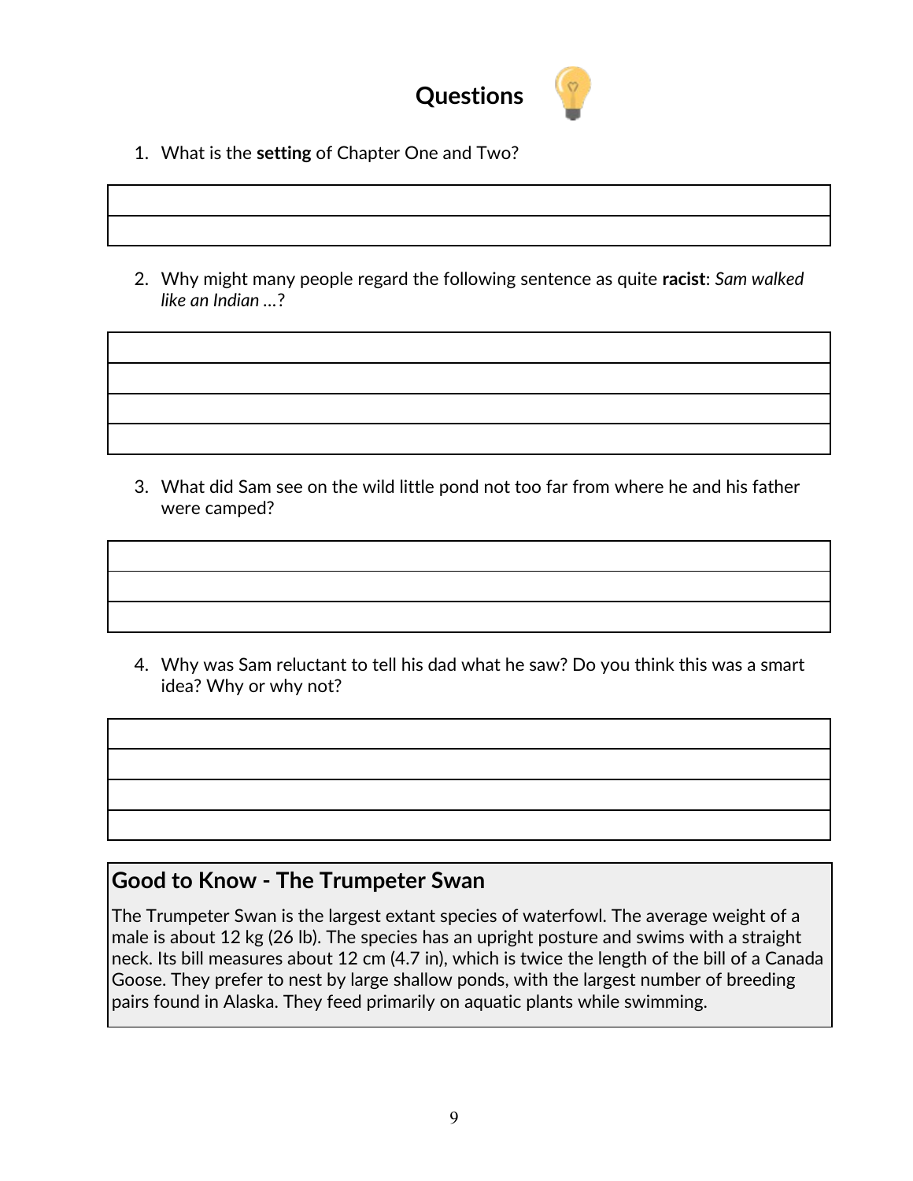## Questions

1. What is the **setting** of Chapter One and Two?

2. Why might many people regard the following sentence as quite **racist**: *Sam walked like an Indian …*?

3. What did Sam see on the wild little pond not too far from where he and his father were camped?

4. Why was Sam reluctant to tell his dad what he saw? Do you think this was a smart idea? Why or why not?

### Good to Know - The Trumpeter Swan

The Trumpeter Swan is the largest extant species of waterfowl. The average weight of a male is about 12 kg (26 lb). The species has an upright posture and swims with a straight neck. Its bill measures about 12 cm (4.7 in), which is twice the length of the bill of a Canada Goose. They prefer to nest by large shallow ponds, with the largest number of breeding pairs found in Alaska. They feed primarily on aquatic plants while swimming.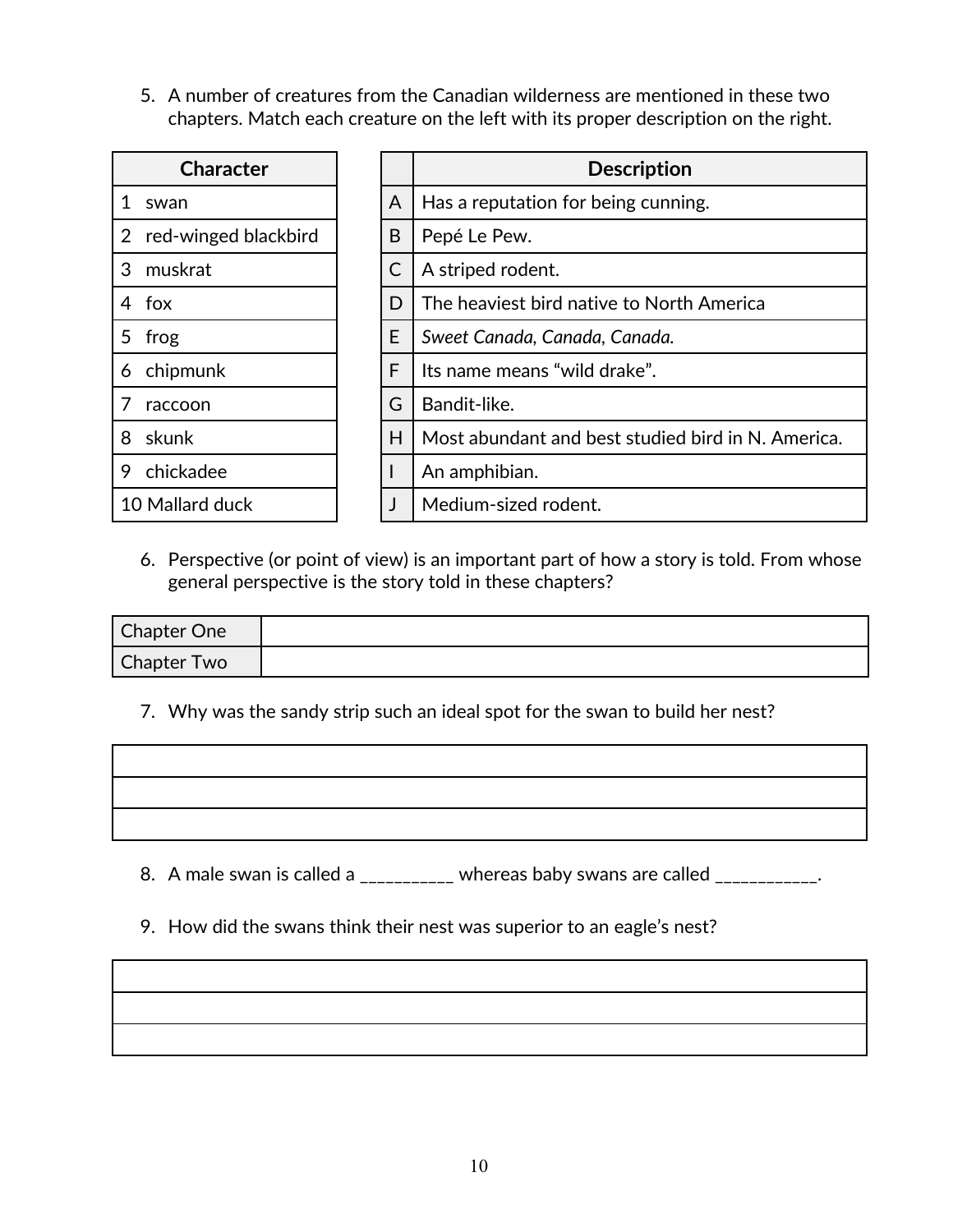5. A number of creatures from the Canadian wilderness are mentioned in these two chapters. Match each creature on the left with its proper description on the right.

| Character |
|---|
| 1 swan |
| 2 red-winged blackbird |
| 3 muskrat |
| 4 fox |
| 5 frog |
| 6 chipmunk |
| 7 raccoon |
| 8 skunk |
| 9 chickadee |
| 10 Mallard duck |

| | Description |
|---|---|
| A | Has a reputation for being cunning. |
| B | Pepé Le Pew. |
| C | A striped rodent. |
| D | The heaviest bird native to North America |
| E | *Sweet Canada, Canada, Canada.* |
| F | Its name means "wild drake". |
| G | Bandit-like. |
| H | Most abundant and best studied bird in N. America. |
| I | An amphibian. |
| J | Medium-sized rodent. |

6. Perspective (or point of view) is an important part of how a story is told. From whose general perspective is the story told in these chapters?

| | |
|---|---|
| Chapter One | |
| Chapter Two | |

7. Why was the sandy strip such an ideal spot for the swan to build her nest?

| |
|---|
| |
| |
| |

8. A male swan is called a __________ whereas baby swans are called ___________.

9. How did the swans think their nest was superior to an eagle's nest?

| |
|---|
| |
| |
| |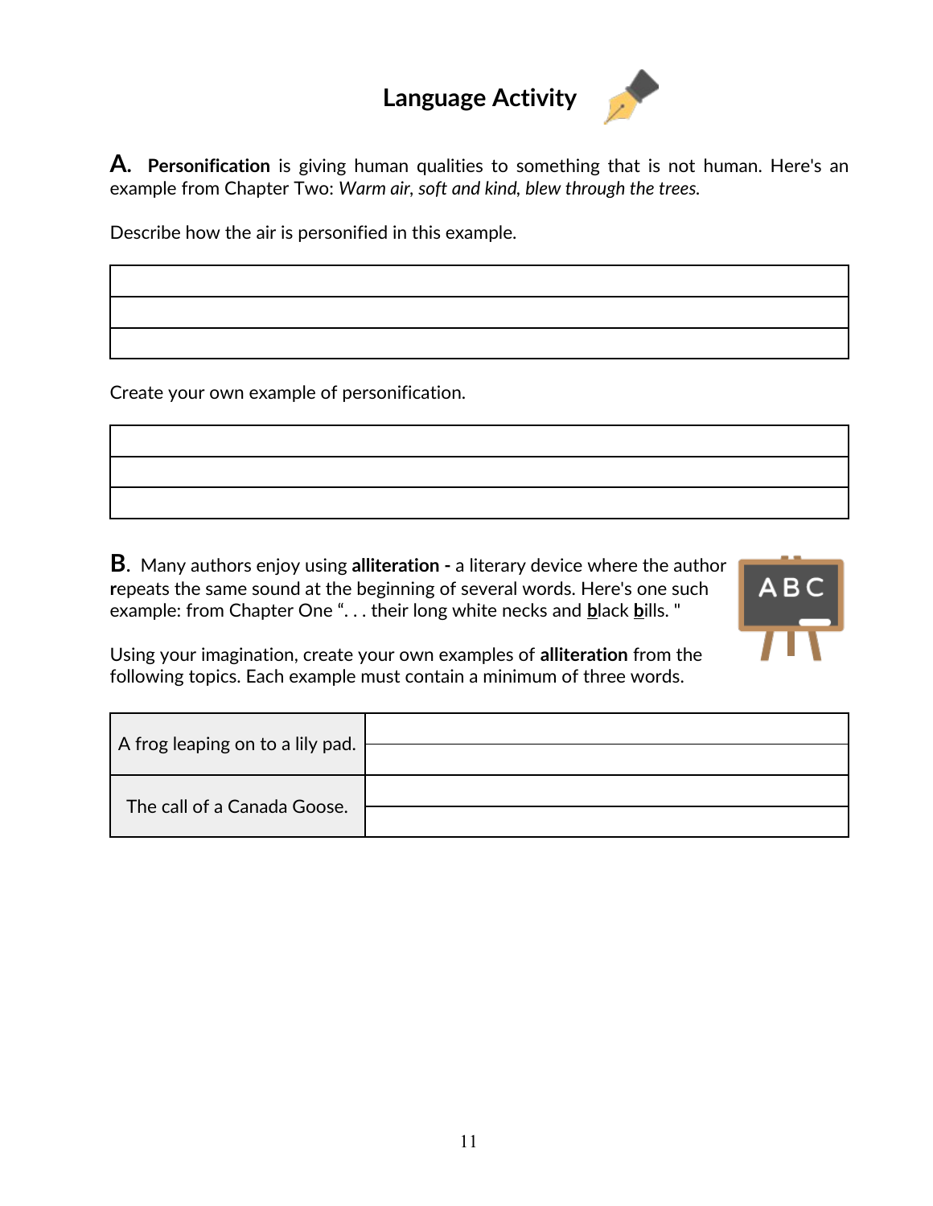# Language Activity

**A.** **Personification** is giving human qualities to something that is not human. Here's an example from Chapter Two: *Warm air, soft and kind, blew through the trees.*

Describe how the air is personified in this example.

| |
|---|
| |
| |
| |

Create your own example of personification.

| |
|---|
| |
| |
| |

**B.** Many authors enjoy using **alliteration -** a literary device where the author repeats the same sound at the beginning of several words. Here's one such example: from Chapter One ". . . their long white necks and **b**lack **b**ills. "

Using your imagination, create your own examples of **alliteration** from the following topics. Each example must contain a minimum of three words.

| | |
|---|---|
| A frog leaping on to a lily pad. | |
| The call of a Canada Goose. | |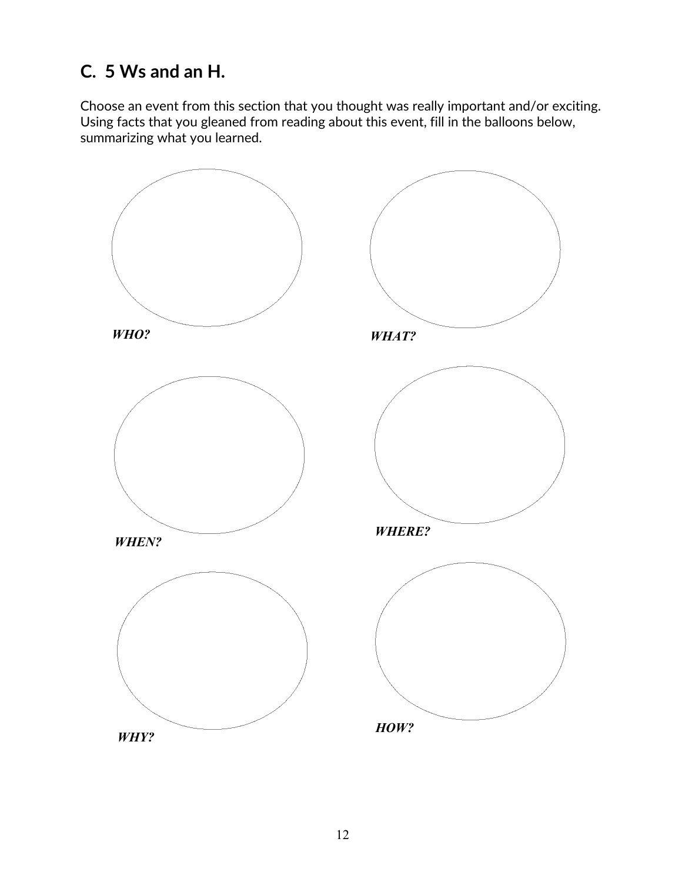## C.  5 Ws and an H.

Choose an event from this section that you thought was really important and/or exciting. Using facts that you gleaned from reading about this event, fill in the balloons below, summarizing what you learned.

***WHO?***

***WHAT?***

***WHEN?***

***WHERE?***

***WHY?***

***HOW?***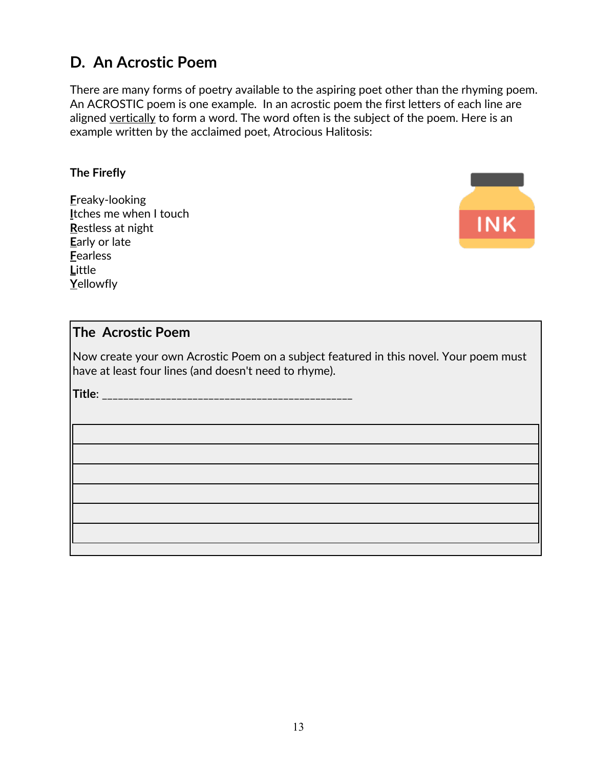## D. An Acrostic Poem

There are many forms of poetry available to the aspiring poet other than the rhyming poem. An ACROSTIC poem is one example. In an acrostic poem the first letters of each line are aligned vertically to form a word. The word often is the subject of the poem. Here is an example written by the acclaimed poet, Atrocious Halitosis:

**The Firefly**

**F**reaky-looking
**I**tches me when I touch
**R**estless at night
**E**arly or late
**F**earless
**L**ittle
**Y**ellowfly

### The Acrostic Poem

Now create your own Acrostic Poem on a subject featured in this novel. Your poem must have at least four lines (and doesn't need to rhyme).

**Title**: _______________________________________________

| |
|---|
| |
| |
| |
| |
| |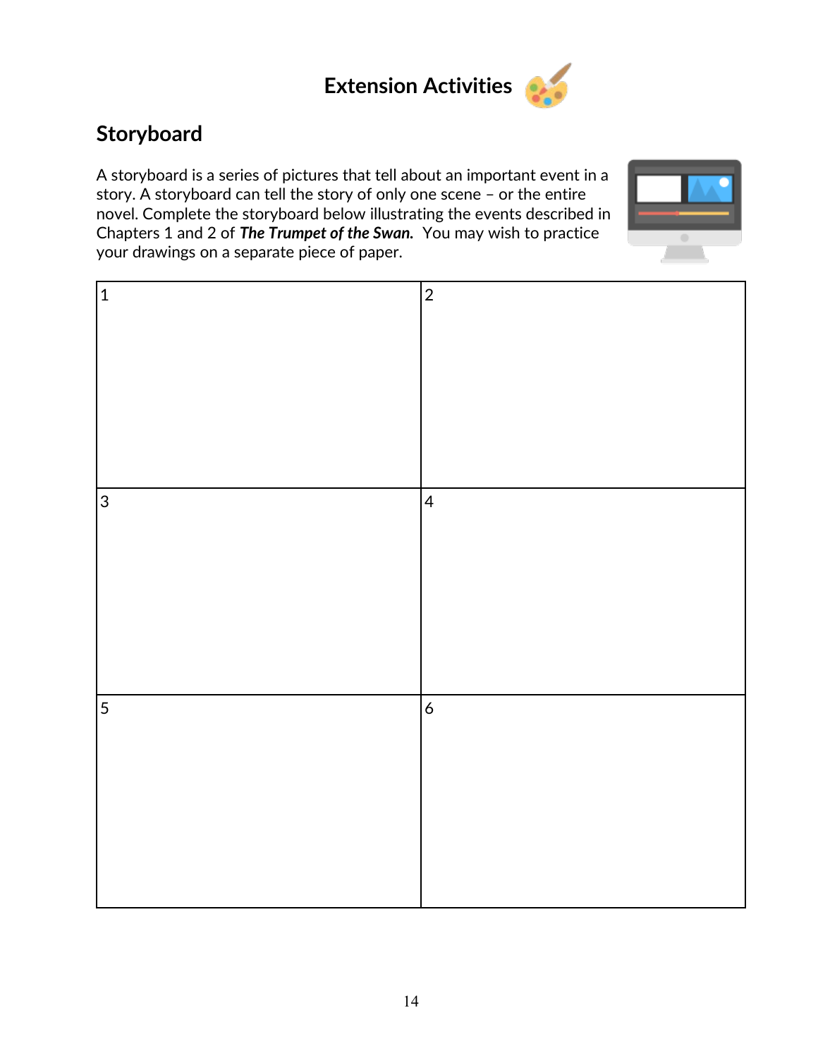# Extension Activities

## Storyboard

A storyboard is a series of pictures that tell about an important event in a story. A storyboard can tell the story of only one scene – or the entire novel. Complete the storyboard below illustrating the events described in Chapters 1 and 2 of ***The Trumpet of the Swan.*** You may wish to practice your drawings on a separate piece of paper.

| | |
|---|---|
| 1 | 2 |
| 3 | 4 |
| 5 | 6 |